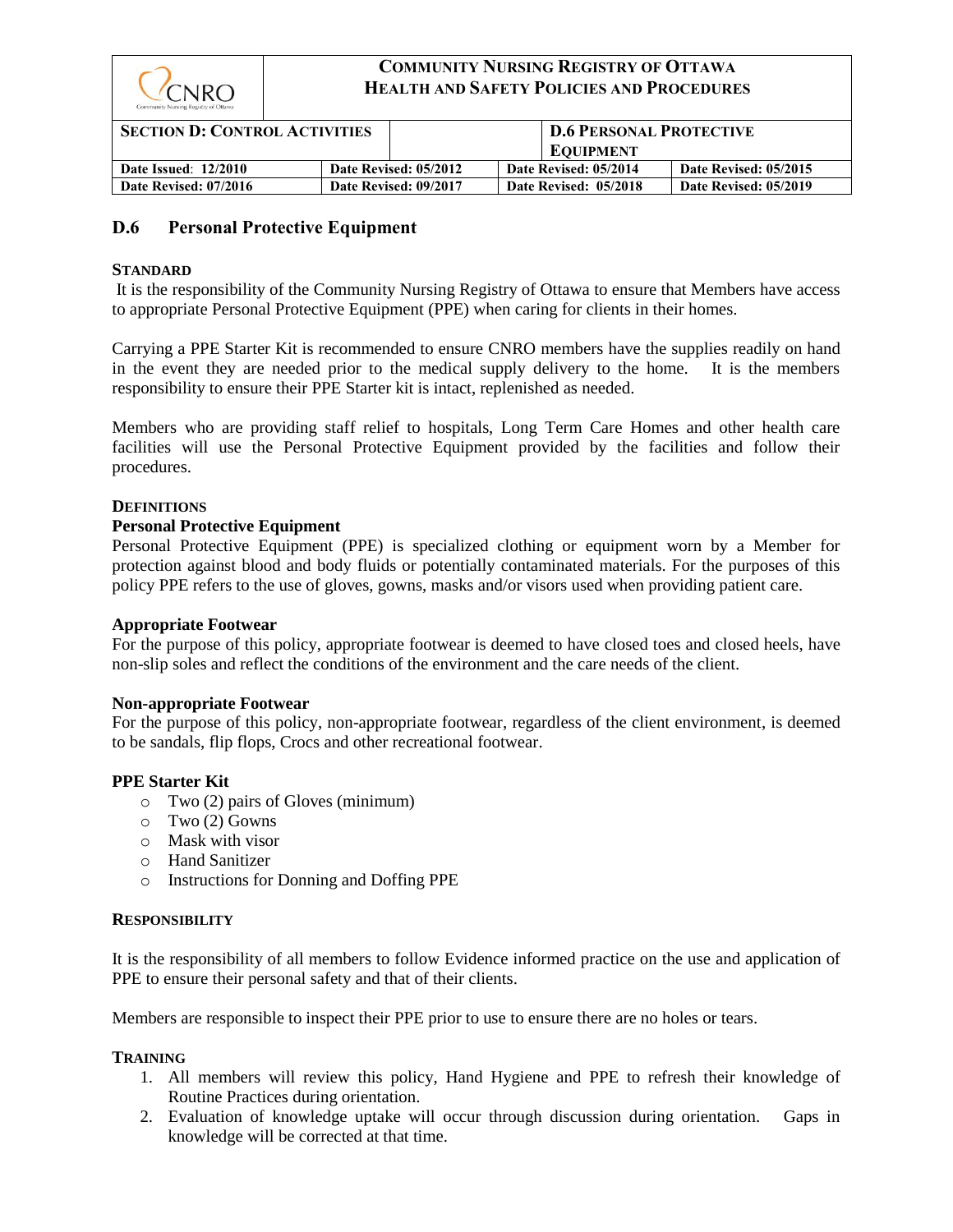| CNRO Community Nursing Registry of Ottawa | **COMMUNITY NURSING REGISTRY OF OTTAWA HEALTH AND SAFETY POLICIES AND PROCEDURES** | | |
|---|---|---|---|
| **SECTION D: CONTROL ACTIVITIES** | | **D.6 PERSONAL PROTECTIVE EQUIPMENT** | |
| **Date Issued**: **12/2010** | **Date Revised: 05/2012** | **Date Revised: 05/2014** | **Date Revised: 05/2015** |
| **Date Revised: 07/2016** | **Date Revised: 09/2017** | **Date Revised: 05/2018** | **Date Revised: 05/2019** |

# D.6 Personal Protective Equipment

## STANDARD

It is the responsibility of the Community Nursing Registry of Ottawa to ensure that Members have access to appropriate Personal Protective Equipment (PPE) when caring for clients in their homes.

Carrying a PPE Starter Kit is recommended to ensure CNRO members have the supplies readily on hand in the event they are needed prior to the medical supply delivery to the home. It is the members responsibility to ensure their PPE Starter kit is intact, replenished as needed.

Members who are providing staff relief to hospitals, Long Term Care Homes and other health care facilities will use the Personal Protective Equipment provided by the facilities and follow their procedures.

## DEFINITIONS

### Personal Protective Equipment

Personal Protective Equipment (PPE) is specialized clothing or equipment worn by a Member for protection against blood and body fluids or potentially contaminated materials. For the purposes of this policy PPE refers to the use of gloves, gowns, masks and/or visors used when providing patient care.

### Appropriate Footwear

For the purpose of this policy, appropriate footwear is deemed to have closed toes and closed heels, have non-slip soles and reflect the conditions of the environment and the care needs of the client.

### Non-appropriate Footwear

For the purpose of this policy, non-appropriate footwear, regardless of the client environment, is deemed to be sandals, flip flops, Crocs and other recreational footwear.

### PPE Starter Kit

- Two (2) pairs of Gloves (minimum)
- Two (2) Gowns
- Mask with visor
- Hand Sanitizer
- Instructions for Donning and Doffing PPE

## RESPONSIBILITY

It is the responsibility of all members to follow Evidence informed practice on the use and application of PPE to ensure their personal safety and that of their clients.

Members are responsible to inspect their PPE prior to use to ensure there are no holes or tears.

## TRAINING

1. All members will review this policy, Hand Hygiene and PPE to refresh their knowledge of Routine Practices during orientation.
2. Evaluation of knowledge uptake will occur through discussion during orientation. Gaps in knowledge will be corrected at that time.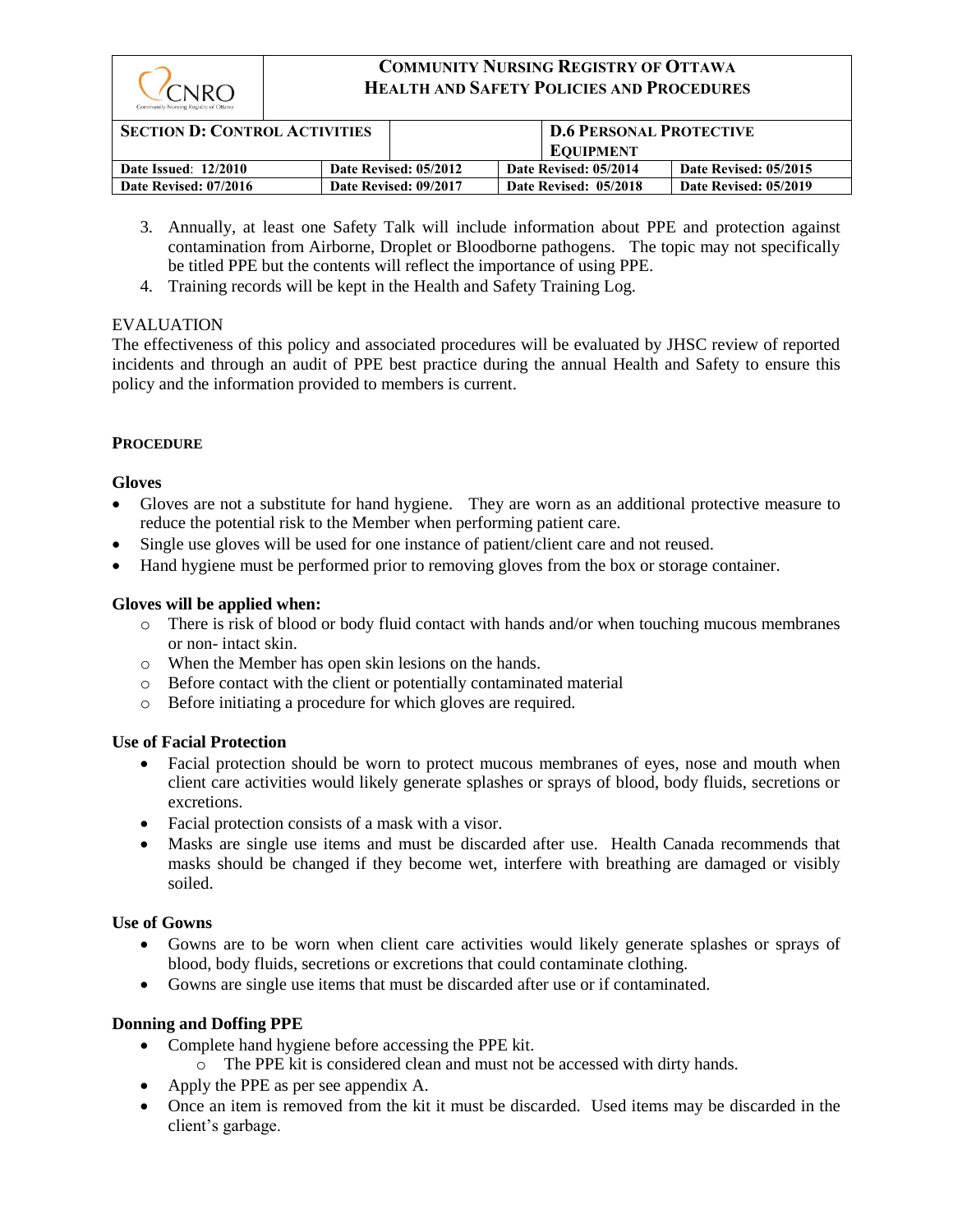3. Annually, at least one Safety Talk will include information about PPE and protection against contamination from Airborne, Droplet or Bloodborne pathogens. The topic may not specifically be titled PPE but the contents will reflect the importance of using PPE.
4. Training records will be kept in the Health and Safety Training Log.

EVALUATION

The effectiveness of this policy and associated procedures will be evaluated by JHSC review of reported incidents and through an audit of PPE best practice during the annual Health and Safety to ensure this policy and the information provided to members is current.

## PROCEDURE

### Gloves

- Gloves are not a substitute for hand hygiene. They are worn as an additional protective measure to reduce the potential risk to the Member when performing patient care.
- Single use gloves will be used for one instance of patient/client care and not reused.
- Hand hygiene must be performed prior to removing gloves from the box or storage container.

### Gloves will be applied when:

- There is risk of blood or body fluid contact with hands and/or when touching mucous membranes or non- intact skin.
- When the Member has open skin lesions on the hands.
- Before contact with the client or potentially contaminated material
- Before initiating a procedure for which gloves are required.

### Use of Facial Protection

- Facial protection should be worn to protect mucous membranes of eyes, nose and mouth when client care activities would likely generate splashes or sprays of blood, body fluids, secretions or excretions.
- Facial protection consists of a mask with a visor.
- Masks are single use items and must be discarded after use. Health Canada recommends that masks should be changed if they become wet, interfere with breathing are damaged or visibly soiled.

### Use of Gowns

- Gowns are to be worn when client care activities would likely generate splashes or sprays of blood, body fluids, secretions or excretions that could contaminate clothing.
- Gowns are single use items that must be discarded after use or if contaminated.

### Donning and Doffing PPE

- Complete hand hygiene before accessing the PPE kit.
  - The PPE kit is considered clean and must not be accessed with dirty hands.
- Apply the PPE as per see appendix A.
- Once an item is removed from the kit it must be discarded. Used items may be discarded in the client's garbage.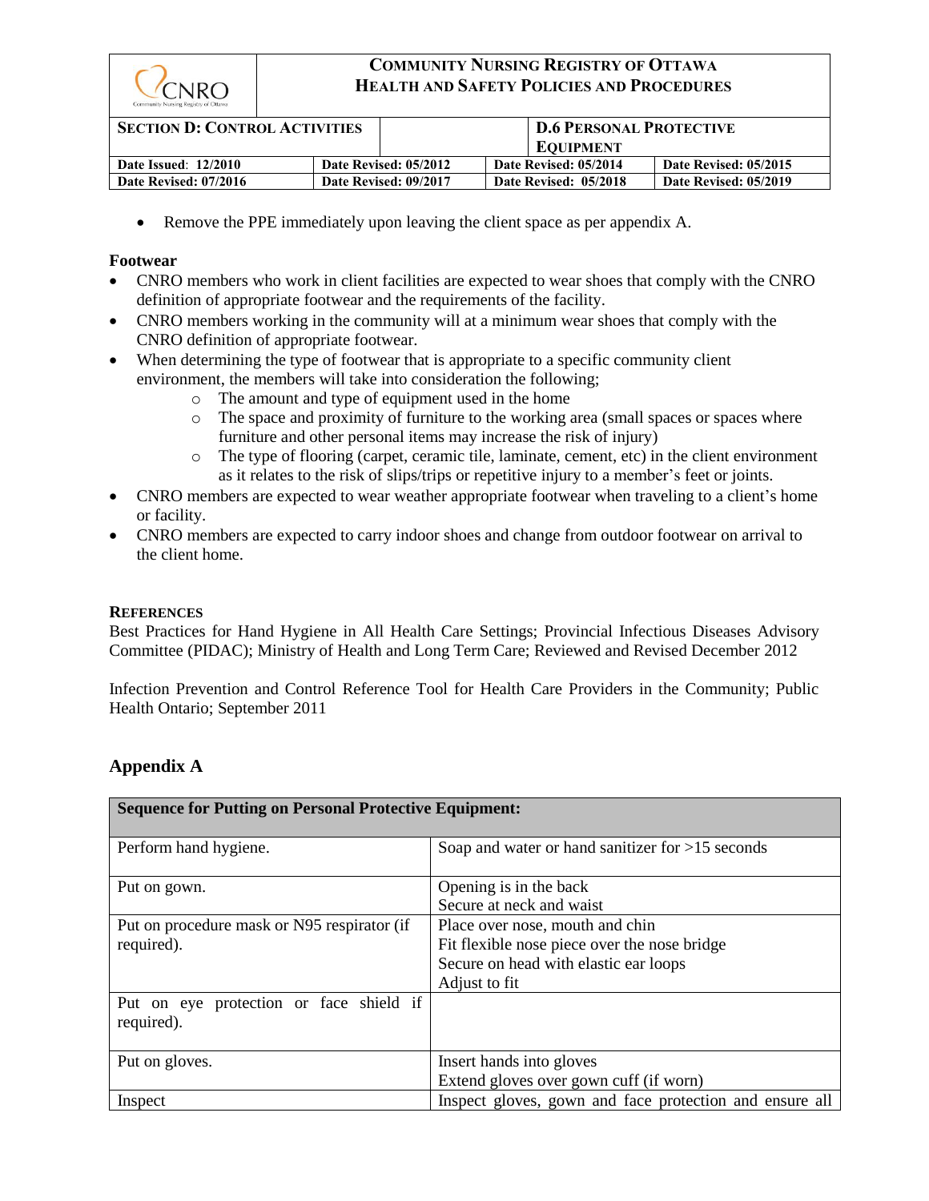- Remove the PPE immediately upon leaving the client space as per appendix A.

**Footwear**

- CNRO members who work in client facilities are expected to wear shoes that comply with the CNRO definition of appropriate footwear and the requirements of the facility.
- CNRO members working in the community will at a minimum wear shoes that comply with the CNRO definition of appropriate footwear.
- When determining the type of footwear that is appropriate to a specific community client environment, the members will take into consideration the following;
  - The amount and type of equipment used in the home
  - The space and proximity of furniture to the working area (small spaces or spaces where furniture and other personal items may increase the risk of injury)
  - The type of flooring (carpet, ceramic tile, laminate, cement, etc) in the client environment as it relates to the risk of slips/trips or repetitive injury to a member's feet or joints.
- CNRO members are expected to wear weather appropriate footwear when traveling to a client's home or facility.
- CNRO members are expected to carry indoor shoes and change from outdoor footwear on arrival to the client home.

**REFERENCES**

Best Practices for Hand Hygiene in All Health Care Settings; Provincial Infectious Diseases Advisory Committee (PIDAC); Ministry of Health and Long Term Care; Reviewed and Revised December 2012

Infection Prevention and Control Reference Tool for Health Care Providers in the Community; Public Health Ontario; September 2011

## Appendix A

| Sequence for Putting on Personal Protective Equipment: | |
|---|---|
| Perform hand hygiene. | Soap and water or hand sanitizer for >15 seconds |
| Put on gown. | Opening is in the back<br>Secure at neck and waist |
| Put on procedure mask or N95 respirator (if required). | Place over nose, mouth and chin<br>Fit flexible nose piece over the nose bridge<br>Secure on head with elastic ear loops<br>Adjust to fit |
| Put on eye protection or face shield if required). | |
| Put on gloves. | Insert hands into gloves<br>Extend gloves over gown cuff (if worn) |
| Inspect | Inspect gloves, gown and face protection and ensure all |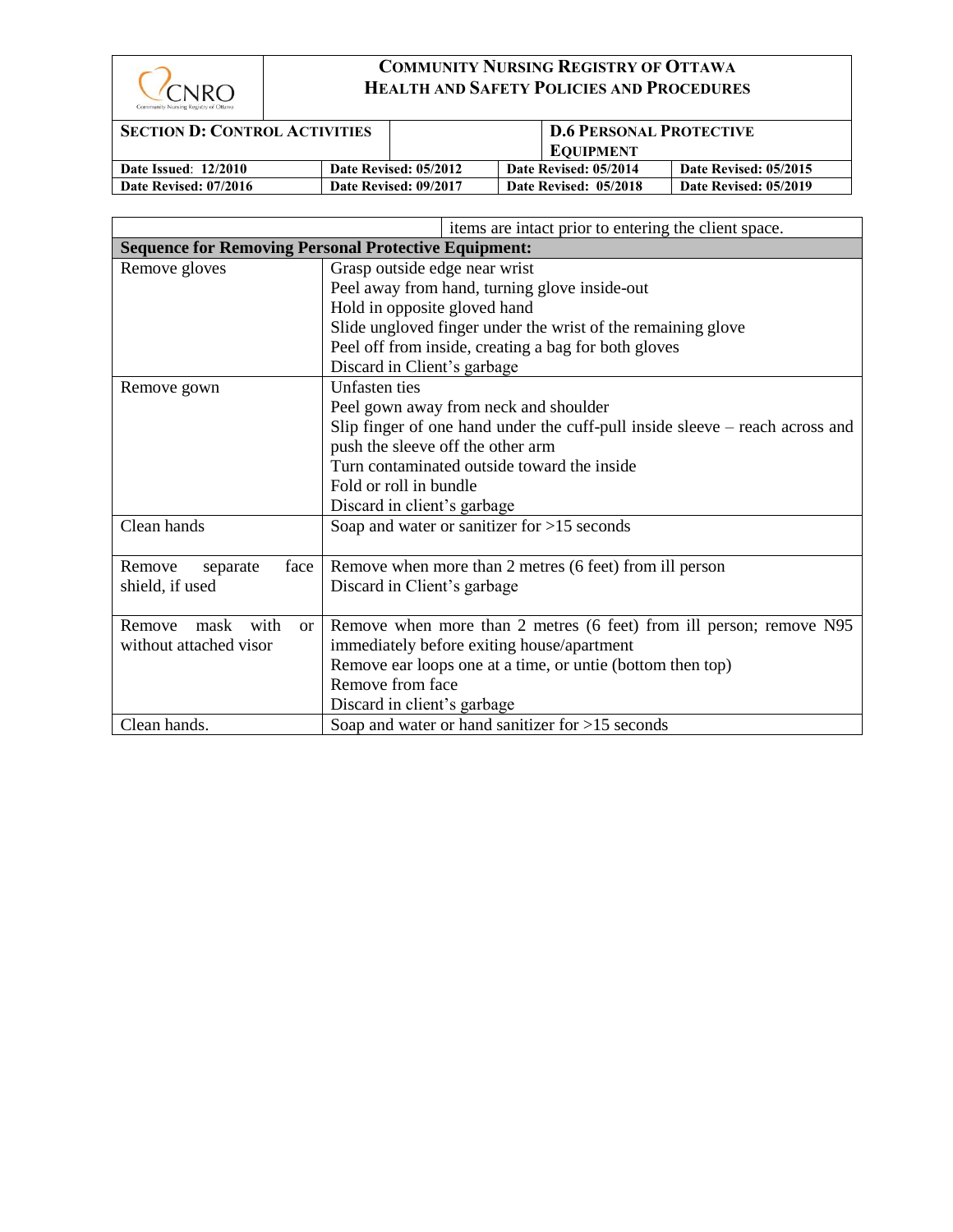| | | | |
|---|---|---|---|
| **COMMUNITY NURSING REGISTRY OF OTTAWA HEALTH AND SAFETY POLICIES AND PROCEDURES** | | | |
| **SECTION D: CONTROL ACTIVITIES** | | **D.6 PERSONAL PROTECTIVE EQUIPMENT** | |
| **Date Issued: 12/2010** | **Date Revised: 05/2012** | **Date Revised: 05/2014** | **Date Revised: 05/2015** |
| **Date Revised: 07/2016** | **Date Revised: 09/2017** | **Date Revised: 05/2018** | **Date Revised: 05/2019** |

| | |
|---|---|
| | items are intact prior to entering the client space. |
| **Sequence for Removing Personal Protective Equipment:** | |
| Remove gloves | Grasp outside edge near wrist<br>Peel away from hand, turning glove inside-out<br>Hold in opposite gloved hand<br>Slide ungloved finger under the wrist of the remaining glove<br>Peel off from inside, creating a bag for both gloves<br>Discard in Client's garbage |
| Remove gown | Unfasten ties<br>Peel gown away from neck and shoulder<br>Slip finger of one hand under the cuff-pull inside sleeve – reach across and push the sleeve off the other arm<br>Turn contaminated outside toward the inside<br>Fold or roll in bundle<br>Discard in client's garbage |
| Clean hands | Soap and water or sanitizer for >15 seconds |
| Remove separate face shield, if used | Remove when more than 2 metres (6 feet) from ill person<br>Discard in Client's garbage |
| Remove mask with or without attached visor | Remove when more than 2 metres (6 feet) from ill person; remove N95 immediately before exiting house/apartment<br>Remove ear loops one at a time, or untie (bottom then top)<br>Remove from face<br>Discard in client's garbage |
| Clean hands. | Soap and water or hand sanitizer for >15 seconds |